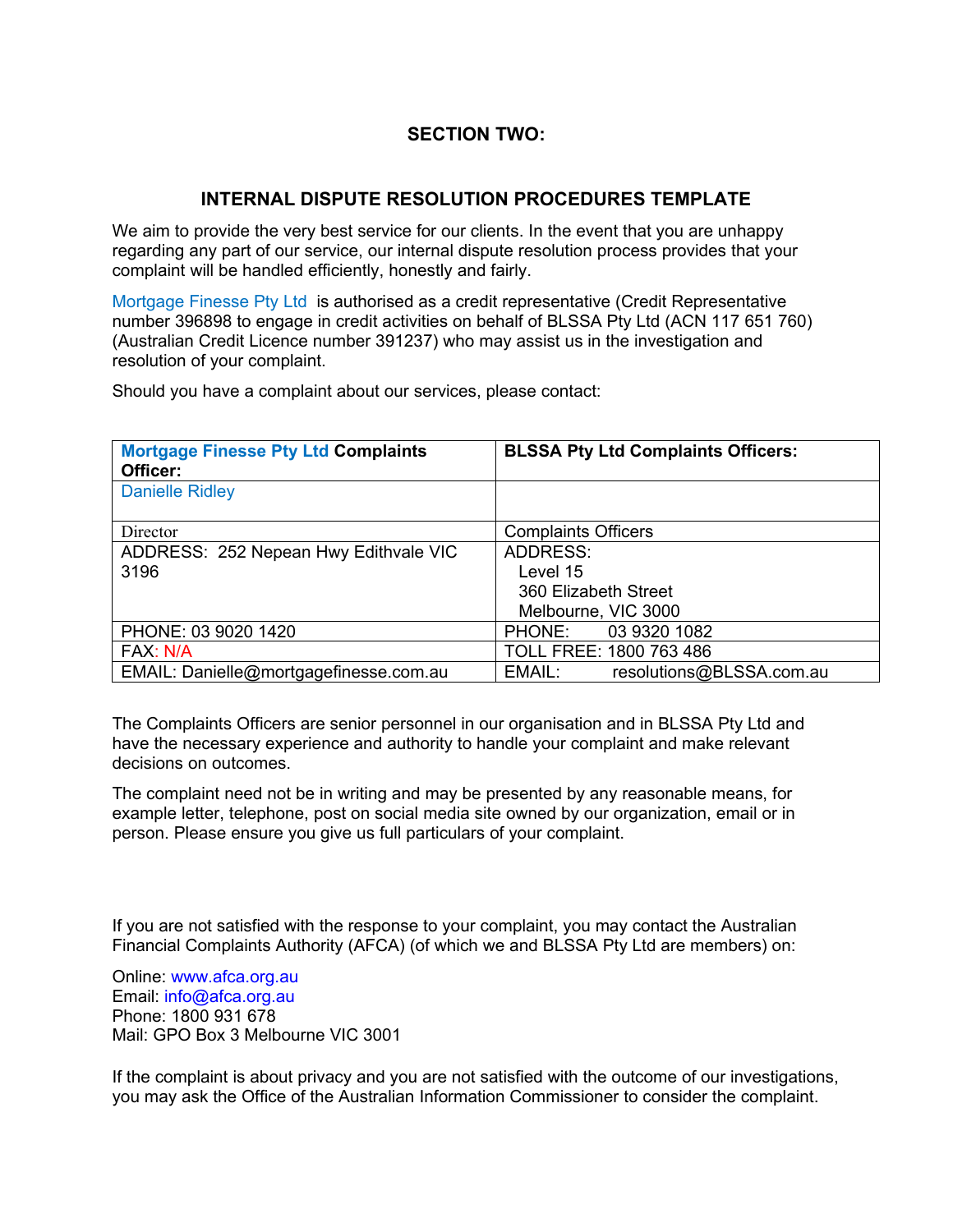## SECTION TWO:

## INTERNAL DISPUTE RESOLUTION PROCEDURES TEMPLATE

We aim to provide the very best service for our clients. In the event that you are unhappy regarding any part of our service, our internal dispute resolution process provides that your complaint will be handled efficiently, honestly and fairly.

Mortgage Finesse Pty Ltd is authorised as a credit representative (Credit Representative number 396898 to engage in credit activities on behalf of BLSSA Pty Ltd (ACN 117 651 760) (Australian Credit Licence number 391237) who may assist us in the investigation and resolution of your complaint.

Should you have a complaint about our services, please contact:

| **Mortgage Finesse Pty Ltd Complaints Officer:** | **BLSSA Pty Ltd Complaints Officers:** |
|---|---|
| Danielle Ridley | |
| Director | Complaints Officers |
| ADDRESS: 252 Nepean Hwy Edithvale VIC 3196 | ADDRESS: Level 15 360 Elizabeth Street Melbourne, VIC 3000 |
| PHONE: 03 9020 1420 | PHONE: 03 9320 1082 |
| FAX: N/A | TOLL FREE: 1800 763 486 |
| EMAIL: Danielle@mortgagefinesse.com.au | EMAIL: resolutions@BLSSA.com.au |

The Complaints Officers are senior personnel in our organisation and in BLSSA Pty Ltd and have the necessary experience and authority to handle your complaint and make relevant decisions on outcomes.

The complaint need not be in writing and may be presented by any reasonable means, for example letter, telephone, post on social media site owned by our organization, email or in person. Please ensure you give us full particulars of your complaint.

If you are not satisfied with the response to your complaint, you may contact the Australian Financial Complaints Authority (AFCA) (of which we and BLSSA Pty Ltd are members) on:

Online: www.afca.org.au
Email: info@afca.org.au
Phone: 1800 931 678
Mail: GPO Box 3 Melbourne VIC 3001

If the complaint is about privacy and you are not satisfied with the outcome of our investigations, you may ask the Office of the Australian Information Commissioner to consider the complaint.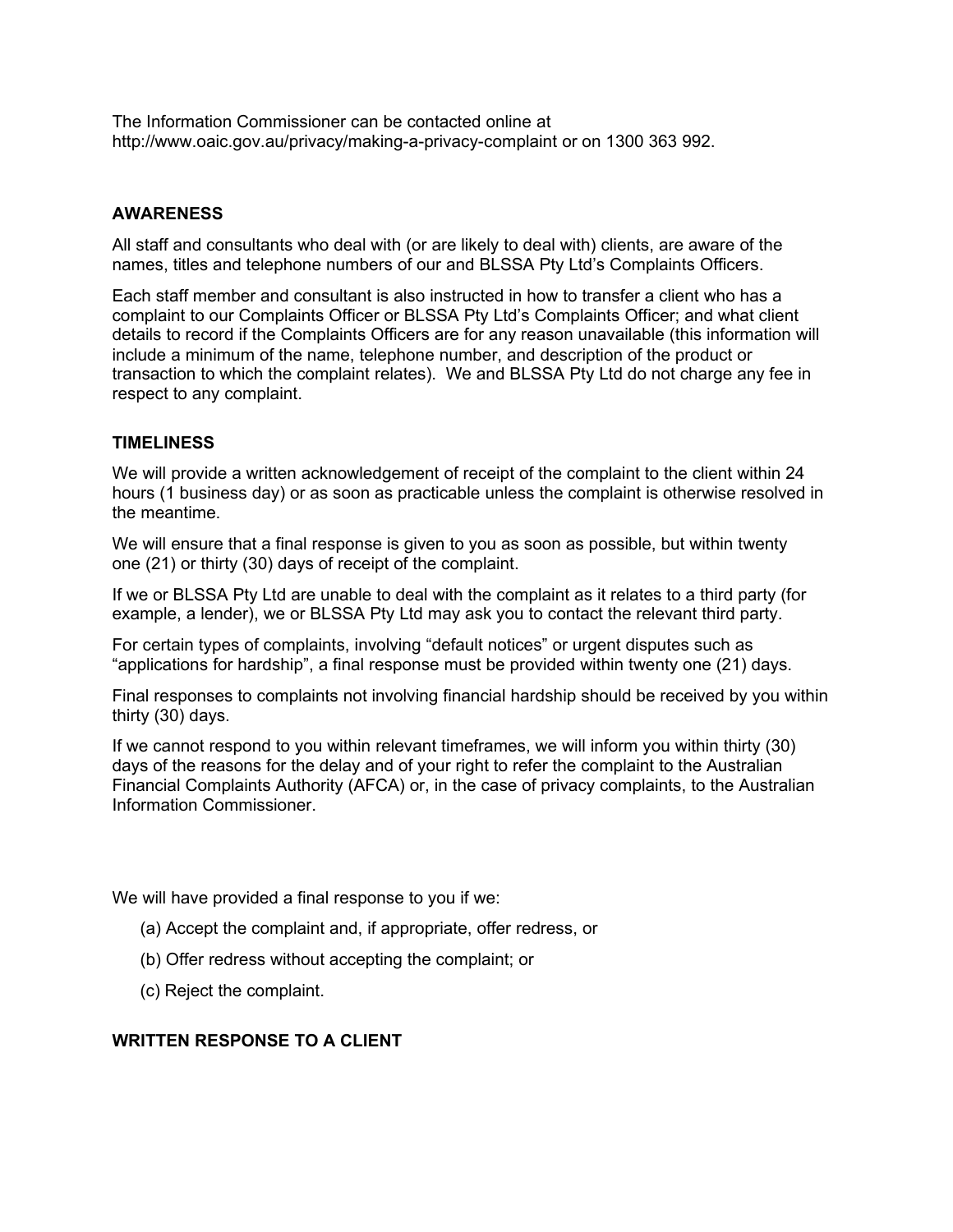The Information Commissioner can be contacted online at http://www.oaic.gov.au/privacy/making-a-privacy-complaint or on 1300 363 992.

## AWARENESS

All staff and consultants who deal with (or are likely to deal with) clients, are aware of the names, titles and telephone numbers of our and BLSSA Pty Ltd's Complaints Officers.

Each staff member and consultant is also instructed in how to transfer a client who has a complaint to our Complaints Officer or BLSSA Pty Ltd's Complaints Officer; and what client details to record if the Complaints Officers are for any reason unavailable (this information will include a minimum of the name, telephone number, and description of the product or transaction to which the complaint relates). We and BLSSA Pty Ltd do not charge any fee in respect to any complaint.

## TIMELINESS

We will provide a written acknowledgement of receipt of the complaint to the client within 24 hours (1 business day) or as soon as practicable unless the complaint is otherwise resolved in the meantime.

We will ensure that a final response is given to you as soon as possible, but within twenty one (21) or thirty (30) days of receipt of the complaint.

If we or BLSSA Pty Ltd are unable to deal with the complaint as it relates to a third party (for example, a lender), we or BLSSA Pty Ltd may ask you to contact the relevant third party.

For certain types of complaints, involving "default notices" or urgent disputes such as "applications for hardship", a final response must be provided within twenty one (21) days.

Final responses to complaints not involving financial hardship should be received by you within thirty (30) days.

If we cannot respond to you within relevant timeframes, we will inform you within thirty (30) days of the reasons for the delay and of your right to refer the complaint to the Australian Financial Complaints Authority (AFCA) or, in the case of privacy complaints, to the Australian Information Commissioner.

We will have provided a final response to you if we:

(a) Accept the complaint and, if appropriate, offer redress, or

(b) Offer redress without accepting the complaint; or

(c) Reject the complaint.

## WRITTEN RESPONSE TO A CLIENT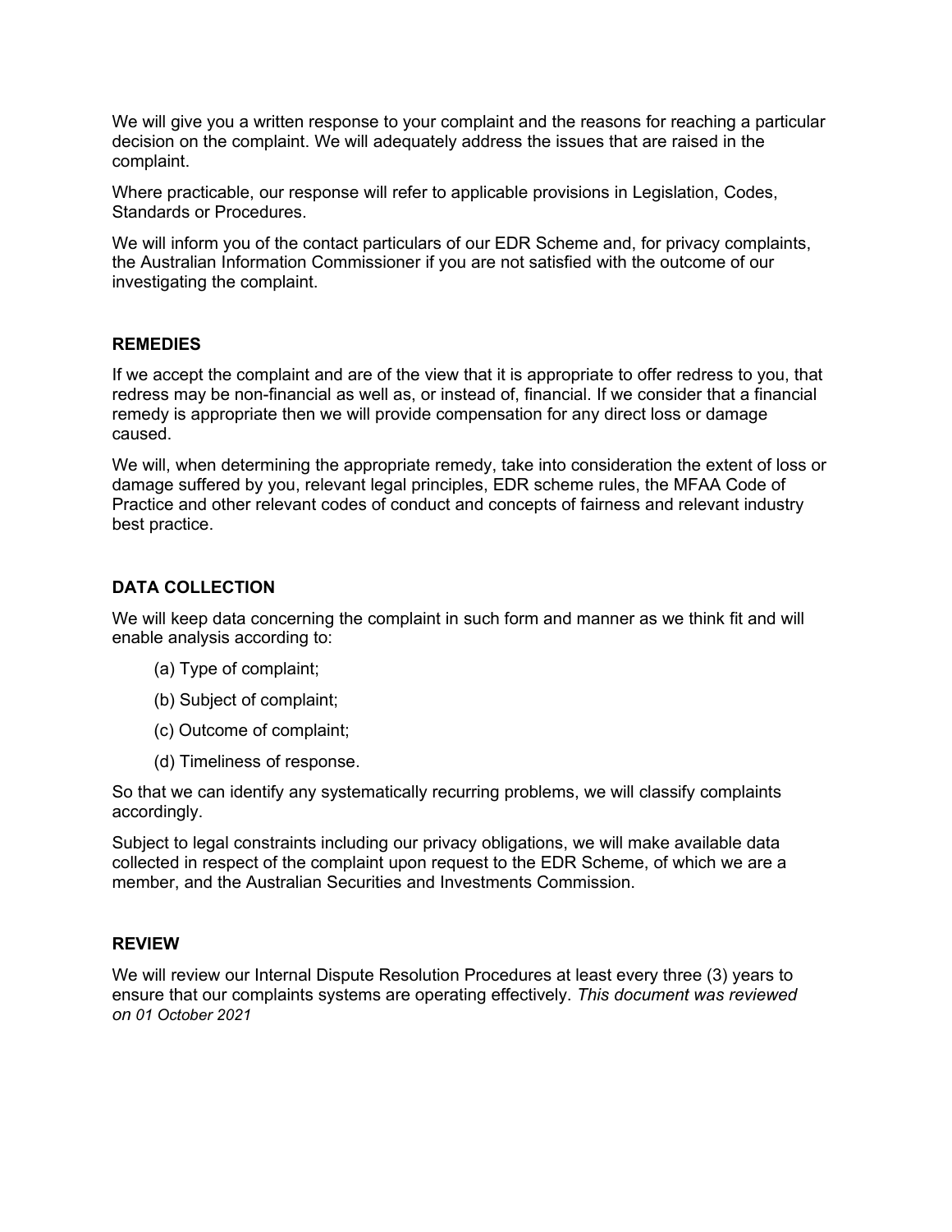We will give you a written response to your complaint and the reasons for reaching a particular decision on the complaint. We will adequately address the issues that are raised in the complaint.

Where practicable, our response will refer to applicable provisions in Legislation, Codes, Standards or Procedures.

We will inform you of the contact particulars of our EDR Scheme and, for privacy complaints, the Australian Information Commissioner if you are not satisfied with the outcome of our investigating the complaint.

## REMEDIES

If we accept the complaint and are of the view that it is appropriate to offer redress to you, that redress may be non-financial as well as, or instead of, financial. If we consider that a financial remedy is appropriate then we will provide compensation for any direct loss or damage caused.

We will, when determining the appropriate remedy, take into consideration the extent of loss or damage suffered by you, relevant legal principles, EDR scheme rules, the MFAA Code of Practice and other relevant codes of conduct and concepts of fairness and relevant industry best practice.

## DATA COLLECTION

We will keep data concerning the complaint in such form and manner as we think fit and will enable analysis according to:

(a) Type of complaint;

(b) Subject of complaint;

(c) Outcome of complaint;

(d) Timeliness of response.

So that we can identify any systematically recurring problems, we will classify complaints accordingly.

Subject to legal constraints including our privacy obligations, we will make available data collected in respect of the complaint upon request to the EDR Scheme, of which we are a member, and the Australian Securities and Investments Commission.

## REVIEW

We will review our Internal Dispute Resolution Procedures at least every three (3) years to ensure that our complaints systems are operating effectively. *This document was reviewed on 01 October 2021*